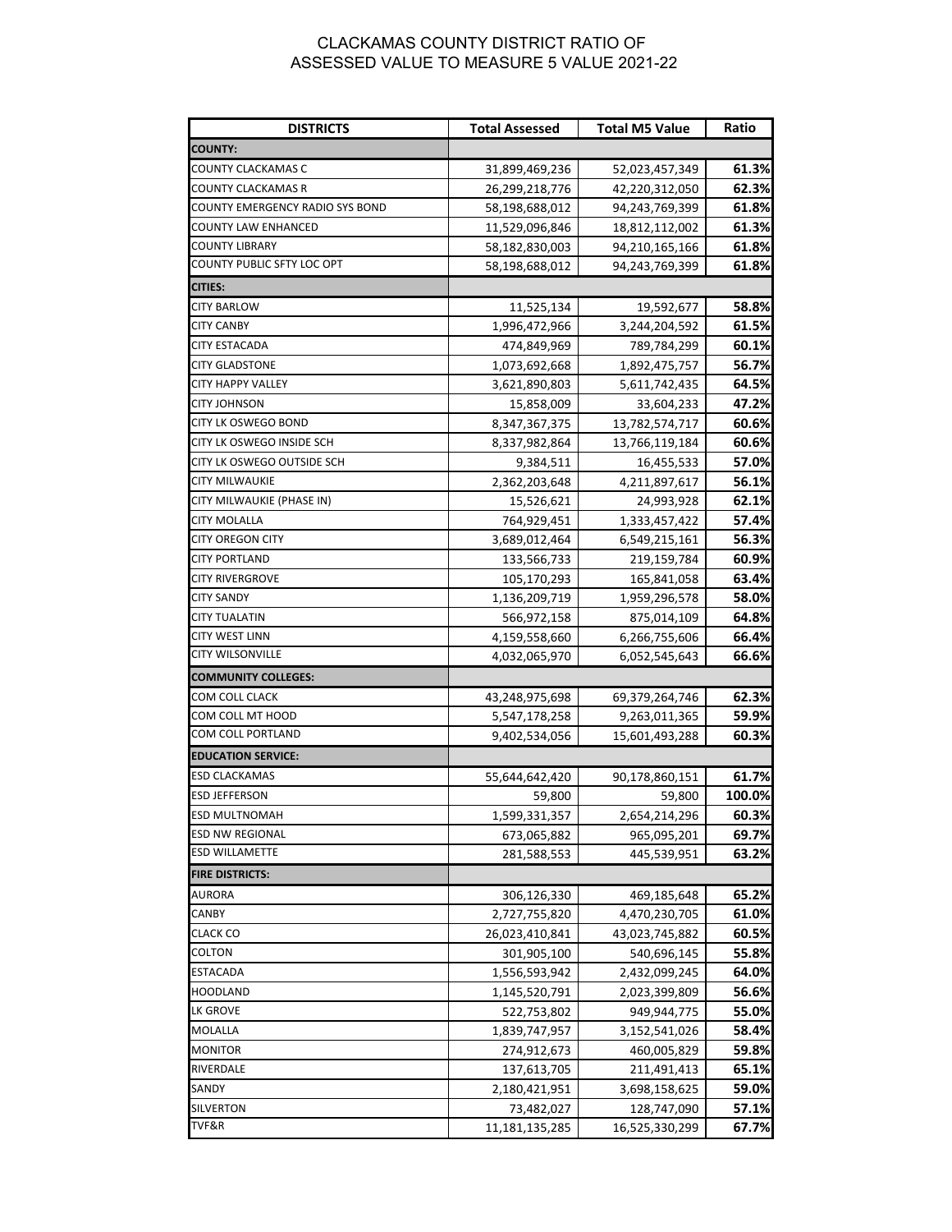# CLACKAMAS COUNTY DISTRICT RATIO OF ASSESSED VALUE TO MEASURE 5 VALUE 2021-22

| DISTRICTS | Total Assessed | Total M5 Value | Ratio |
|---|---|---|---|
| **COUNTY:** | | | |
| COUNTY CLACKAMAS C | 31,899,469,236 | 52,023,457,349 | **61.3%** |
| COUNTY CLACKAMAS R | 26,299,218,776 | 42,220,312,050 | **62.3%** |
| COUNTY EMERGENCY RADIO SYS BOND | 58,198,688,012 | 94,243,769,399 | **61.8%** |
| COUNTY LAW ENHANCED | 11,529,096,846 | 18,812,112,002 | **61.3%** |
| COUNTY LIBRARY | 58,182,830,003 | 94,210,165,166 | **61.8%** |
| COUNTY PUBLIC SFTY LOC OPT | 58,198,688,012 | 94,243,769,399 | **61.8%** |
| **CITIES:** | | | |
| CITY BARLOW | 11,525,134 | 19,592,677 | **58.8%** |
| CITY CANBY | 1,996,472,966 | 3,244,204,592 | **61.5%** |
| CITY ESTACADA | 474,849,969 | 789,784,299 | **60.1%** |
| CITY GLADSTONE | 1,073,692,668 | 1,892,475,757 | **56.7%** |
| CITY HAPPY VALLEY | 3,621,890,803 | 5,611,742,435 | **64.5%** |
| CITY JOHNSON | 15,858,009 | 33,604,233 | **47.2%** |
| CITY LK OSWEGO BOND | 8,347,367,375 | 13,782,574,717 | **60.6%** |
| CITY LK OSWEGO INSIDE SCH | 8,337,982,864 | 13,766,119,184 | **60.6%** |
| CITY LK OSWEGO OUTSIDE SCH | 9,384,511 | 16,455,533 | **57.0%** |
| CITY MILWAUKIE | 2,362,203,648 | 4,211,897,617 | **56.1%** |
| CITY MILWAUKIE (PHASE IN) | 15,526,621 | 24,993,928 | **62.1%** |
| CITY MOLALLA | 764,929,451 | 1,333,457,422 | **57.4%** |
| CITY OREGON CITY | 3,689,012,464 | 6,549,215,161 | **56.3%** |
| CITY PORTLAND | 133,566,733 | 219,159,784 | **60.9%** |
| CITY RIVERGROVE | 105,170,293 | 165,841,058 | **63.4%** |
| CITY SANDY | 1,136,209,719 | 1,959,296,578 | **58.0%** |
| CITY TUALATIN | 566,972,158 | 875,014,109 | **64.8%** |
| CITY WEST LINN | 4,159,558,660 | 6,266,755,606 | **66.4%** |
| CITY WILSONVILLE | 4,032,065,970 | 6,052,545,643 | **66.6%** |
| **COMMUNITY COLLEGES:** | | | |
| COM COLL CLACK | 43,248,975,698 | 69,379,264,746 | **62.3%** |
| COM COLL MT HOOD | 5,547,178,258 | 9,263,011,365 | **59.9%** |
| COM COLL PORTLAND | 9,402,534,056 | 15,601,493,288 | **60.3%** |
| **EDUCATION SERVICE:** | | | |
| ESD CLACKAMAS | 55,644,642,420 | 90,178,860,151 | **61.7%** |
| ESD JEFFERSON | 59,800 | 59,800 | **100.0%** |
| ESD MULTNOMAH | 1,599,331,357 | 2,654,214,296 | **60.3%** |
| ESD NW REGIONAL | 673,065,882 | 965,095,201 | **69.7%** |
| ESD WILLAMETTE | 281,588,553 | 445,539,951 | **63.2%** |
| **FIRE DISTRICTS:** | | | |
| AURORA | 306,126,330 | 469,185,648 | **65.2%** |
| CANBY | 2,727,755,820 | 4,470,230,705 | **61.0%** |
| CLACK CO | 26,023,410,841 | 43,023,745,882 | **60.5%** |
| COLTON | 301,905,100 | 540,696,145 | **55.8%** |
| ESTACADA | 1,556,593,942 | 2,432,099,245 | **64.0%** |
| HOODLAND | 1,145,520,791 | 2,023,399,809 | **56.6%** |
| LK GROVE | 522,753,802 | 949,944,775 | **55.0%** |
| MOLALLA | 1,839,747,957 | 3,152,541,026 | **58.4%** |
| MONITOR | 274,912,673 | 460,005,829 | **59.8%** |
| RIVERDALE | 137,613,705 | 211,491,413 | **65.1%** |
| SANDY | 2,180,421,951 | 3,698,158,625 | **59.0%** |
| SILVERTON | 73,482,027 | 128,747,090 | **57.1%** |
| TVF&R | 11,181,135,285 | 16,525,330,299 | **67.7%** |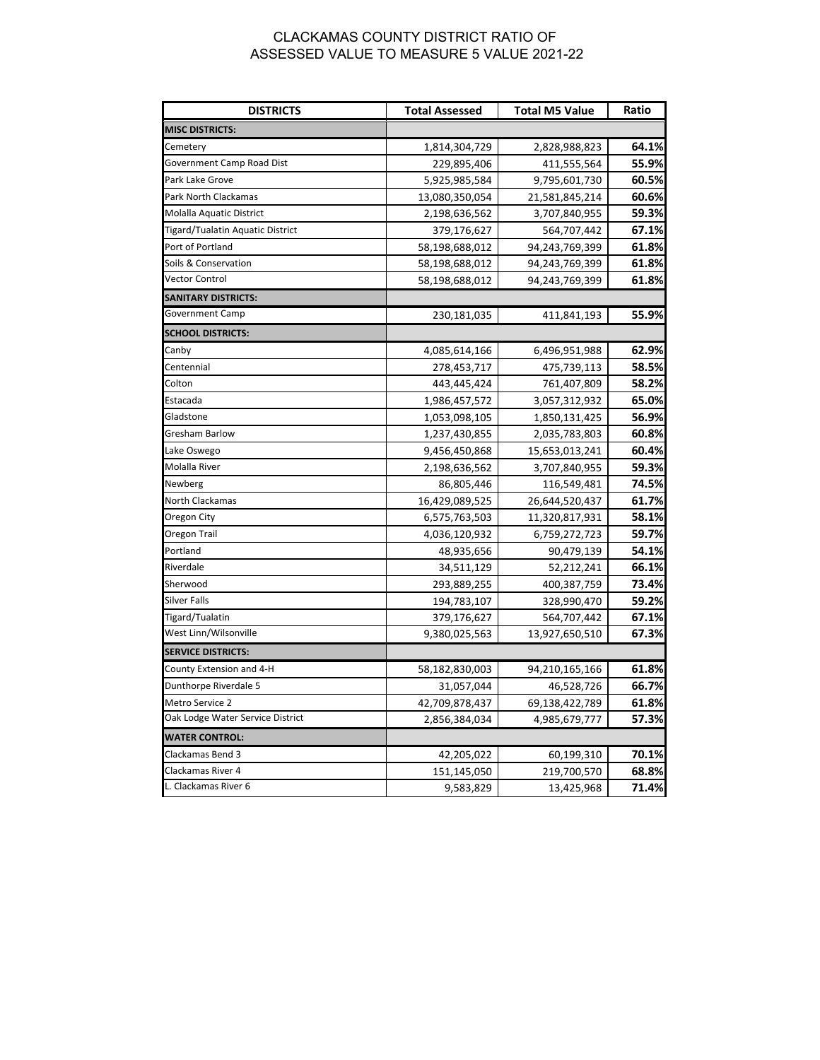# CLACKAMAS COUNTY DISTRICT RATIO OF ASSESSED VALUE TO MEASURE 5 VALUE 2021-22

| DISTRICTS | Total Assessed | Total M5 Value | Ratio |
|---|---|---|---|
| **MISC DISTRICTS:** | | | |
| Cemetery | 1,814,304,729 | 2,828,988,823 | **64.1%** |
| Government Camp Road Dist | 229,895,406 | 411,555,564 | **55.9%** |
| Park Lake Grove | 5,925,985,584 | 9,795,601,730 | **60.5%** |
| Park North Clackamas | 13,080,350,054 | 21,581,845,214 | **60.6%** |
| Molalla Aquatic District | 2,198,636,562 | 3,707,840,955 | **59.3%** |
| Tigard/Tualatin Aquatic District | 379,176,627 | 564,707,442 | **67.1%** |
| Port of Portland | 58,198,688,012 | 94,243,769,399 | **61.8%** |
| Soils & Conservation | 58,198,688,012 | 94,243,769,399 | **61.8%** |
| Vector Control | 58,198,688,012 | 94,243,769,399 | **61.8%** |
| **SANITARY DISTRICTS:** | | | |
| Government Camp | 230,181,035 | 411,841,193 | **55.9%** |
| **SCHOOL DISTRICTS:** | | | |
| Canby | 4,085,614,166 | 6,496,951,988 | **62.9%** |
| Centennial | 278,453,717 | 475,739,113 | **58.5%** |
| Colton | 443,445,424 | 761,407,809 | **58.2%** |
| Estacada | 1,986,457,572 | 3,057,312,932 | **65.0%** |
| Gladstone | 1,053,098,105 | 1,850,131,425 | **56.9%** |
| Gresham Barlow | 1,237,430,855 | 2,035,783,803 | **60.8%** |
| Lake Oswego | 9,456,450,868 | 15,653,013,241 | **60.4%** |
| Molalla River | 2,198,636,562 | 3,707,840,955 | **59.3%** |
| Newberg | 86,805,446 | 116,549,481 | **74.5%** |
| North Clackamas | 16,429,089,525 | 26,644,520,437 | **61.7%** |
| Oregon City | 6,575,763,503 | 11,320,817,931 | **58.1%** |
| Oregon Trail | 4,036,120,932 | 6,759,272,723 | **59.7%** |
| Portland | 48,935,656 | 90,479,139 | **54.1%** |
| Riverdale | 34,511,129 | 52,212,241 | **66.1%** |
| Sherwood | 293,889,255 | 400,387,759 | **73.4%** |
| Silver Falls | 194,783,107 | 328,990,470 | **59.2%** |
| Tigard/Tualatin | 379,176,627 | 564,707,442 | **67.1%** |
| West Linn/Wilsonville | 9,380,025,563 | 13,927,650,510 | **67.3%** |
| **SERVICE DISTRICTS:** | | | |
| County Extension and 4-H | 58,182,830,003 | 94,210,165,166 | **61.8%** |
| Dunthorpe Riverdale 5 | 31,057,044 | 46,528,726 | **66.7%** |
| Metro Service 2 | 42,709,878,437 | 69,138,422,789 | **61.8%** |
| Oak Lodge Water Service District | 2,856,384,034 | 4,985,679,777 | **57.3%** |
| **WATER CONTROL:** | | | |
| Clackamas Bend 3 | 42,205,022 | 60,199,310 | **70.1%** |
| Clackamas River 4 | 151,145,050 | 219,700,570 | **68.8%** |
| L. Clackamas River 6 | 9,583,829 | 13,425,968 | **71.4%** |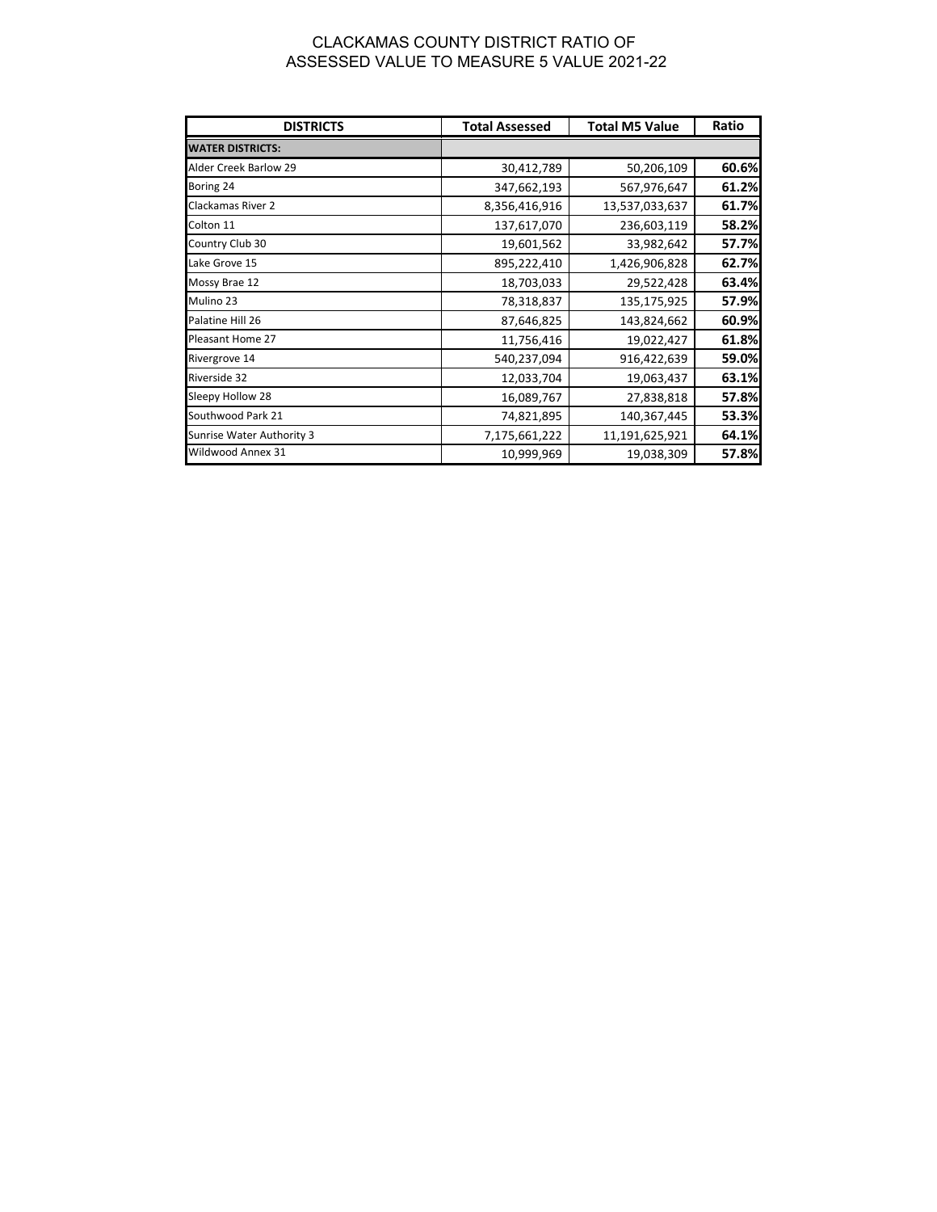# CLACKAMAS COUNTY DISTRICT RATIO OF ASSESSED VALUE TO MEASURE 5 VALUE 2021-22

| DISTRICTS | Total Assessed | Total M5 Value | Ratio |
|---|---|---|---|
| **WATER DISTRICTS:** | | | |
| Alder Creek Barlow 29 | 30,412,789 | 50,206,109 | **60.6%** |
| Boring 24 | 347,662,193 | 567,976,647 | **61.2%** |
| Clackamas River 2 | 8,356,416,916 | 13,537,033,637 | **61.7%** |
| Colton 11 | 137,617,070 | 236,603,119 | **58.2%** |
| Country Club 30 | 19,601,562 | 33,982,642 | **57.7%** |
| Lake Grove 15 | 895,222,410 | 1,426,906,828 | **62.7%** |
| Mossy Brae 12 | 18,703,033 | 29,522,428 | **63.4%** |
| Mulino 23 | 78,318,837 | 135,175,925 | **57.9%** |
| Palatine Hill 26 | 87,646,825 | 143,824,662 | **60.9%** |
| Pleasant Home 27 | 11,756,416 | 19,022,427 | **61.8%** |
| Rivergrove 14 | 540,237,094 | 916,422,639 | **59.0%** |
| Riverside 32 | 12,033,704 | 19,063,437 | **63.1%** |
| Sleepy Hollow 28 | 16,089,767 | 27,838,818 | **57.8%** |
| Southwood Park 21 | 74,821,895 | 140,367,445 | **53.3%** |
| Sunrise Water Authority 3 | 7,175,661,222 | 11,191,625,921 | **64.1%** |
| Wildwood Annex 31 | 10,999,969 | 19,038,309 | **57.8%** |